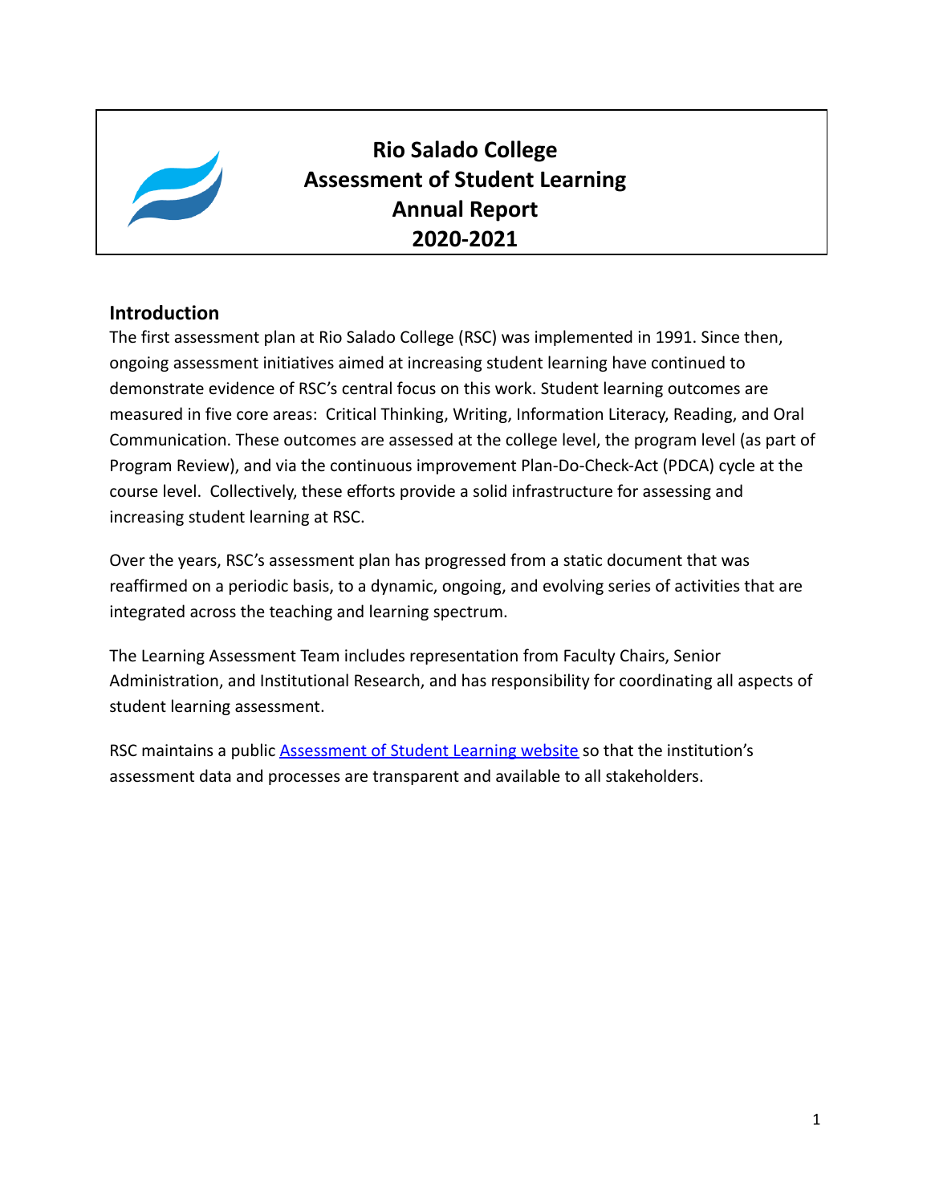# Rio Salado College
# Assessment of Student Learning
# Annual Report
# 2020-2021

## Introduction

The first assessment plan at Rio Salado College (RSC) was implemented in 1991. Since then, ongoing assessment initiatives aimed at increasing student learning have continued to demonstrate evidence of RSC's central focus on this work. Student learning outcomes are measured in five core areas: Critical Thinking, Writing, Information Literacy, Reading, and Oral Communication. These outcomes are assessed at the college level, the program level (as part of Program Review), and via the continuous improvement Plan-Do-Check-Act (PDCA) cycle at the course level. Collectively, these efforts provide a solid infrastructure for assessing and increasing student learning at RSC.

Over the years, RSC's assessment plan has progressed from a static document that was reaffirmed on a periodic basis, to a dynamic, ongoing, and evolving series of activities that are integrated across the teaching and learning spectrum.

The Learning Assessment Team includes representation from Faculty Chairs, Senior Administration, and Institutional Research, and has responsibility for coordinating all aspects of student learning assessment.

RSC maintains a public [Assessment of Student Learning website]() so that the institution's assessment data and processes are transparent and available to all stakeholders.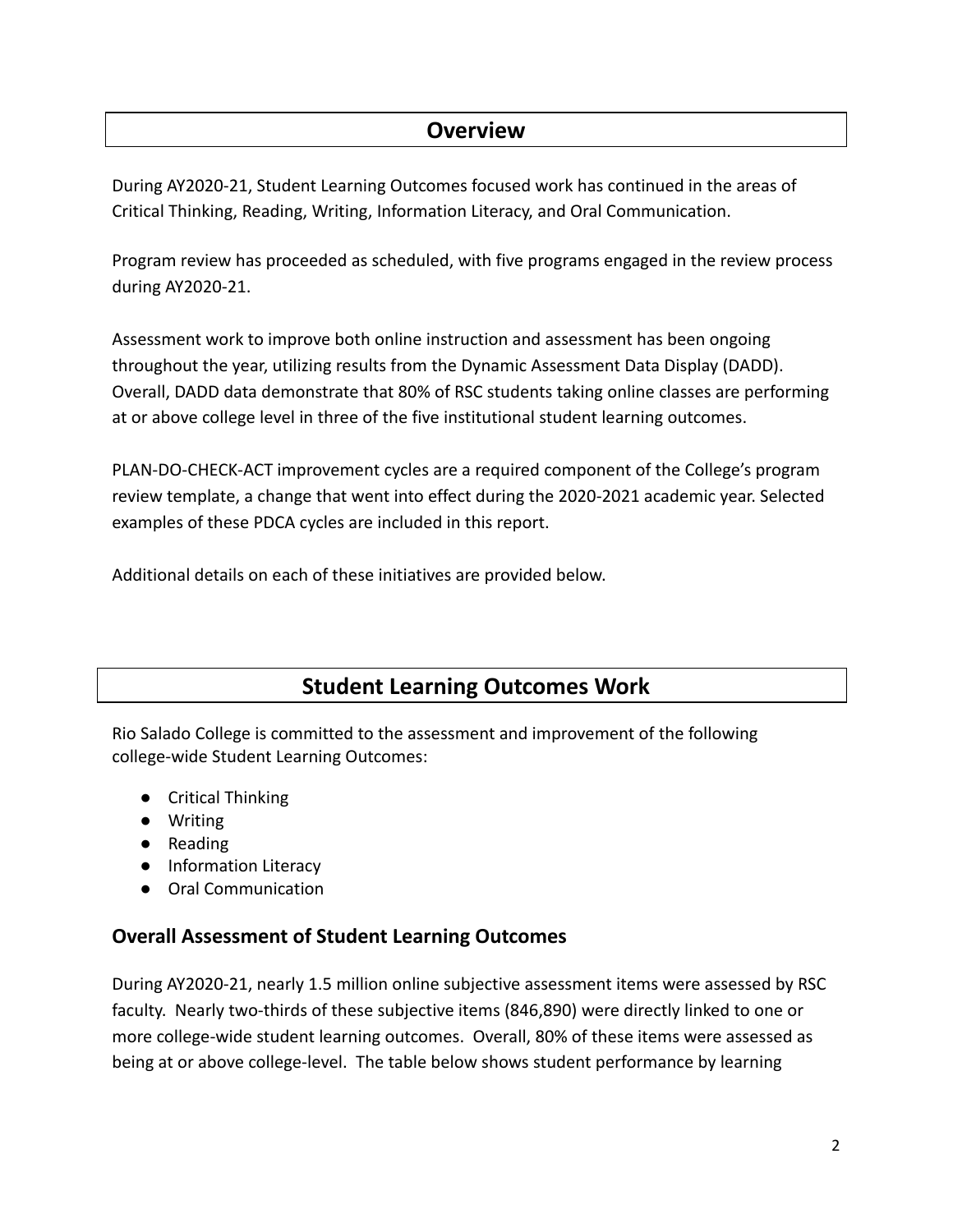## Overview

During AY2020-21, Student Learning Outcomes focused work has continued in the areas of Critical Thinking, Reading, Writing, Information Literacy, and Oral Communication.

Program review has proceeded as scheduled, with five programs engaged in the review process during AY2020-21.

Assessment work to improve both online instruction and assessment has been ongoing throughout the year, utilizing results from the Dynamic Assessment Data Display (DADD). Overall, DADD data demonstrate that 80% of RSC students taking online classes are performing at or above college level in three of the five institutional student learning outcomes.

PLAN-DO-CHECK-ACT improvement cycles are a required component of the College's program review template, a change that went into effect during the 2020-2021 academic year. Selected examples of these PDCA cycles are included in this report.

Additional details on each of these initiatives are provided below.

## Student Learning Outcomes Work

Rio Salado College is committed to the assessment and improvement of the following college-wide Student Learning Outcomes:

- Critical Thinking
- Writing
- Reading
- Information Literacy
- Oral Communication

### Overall Assessment of Student Learning Outcomes

During AY2020-21, nearly 1.5 million online subjective assessment items were assessed by RSC faculty. Nearly two-thirds of these subjective items (846,890) were directly linked to one or more college-wide student learning outcomes. Overall, 80% of these items were assessed as being at or above college-level. The table below shows student performance by learning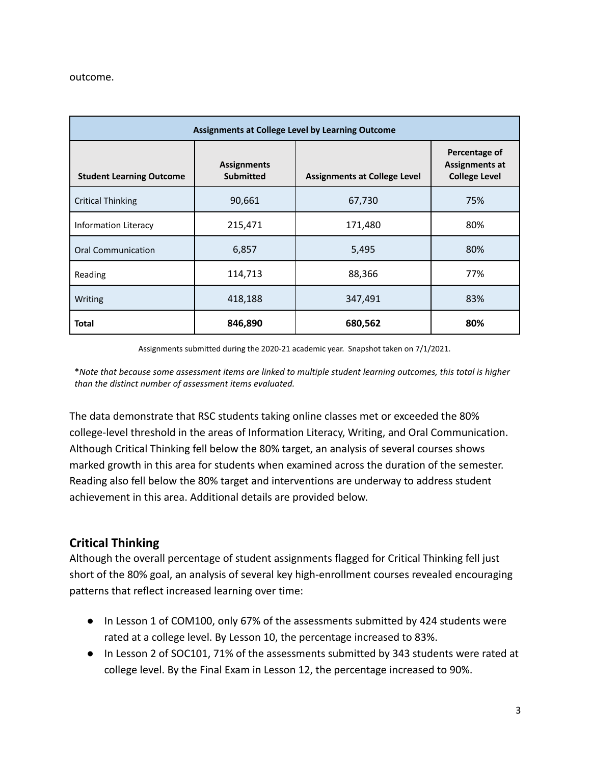outcome.

| Assignments at College Level by Learning Outcome | | | |
|---|---|---|---|
| **Student Learning Outcome** | **Assignments Submitted** | **Assignments at College Level** | **Percentage of Assignments at College Level** |
| Critical Thinking | 90,661 | 67,730 | 75% |
| Information Literacy | 215,471 | 171,480 | 80% |
| Oral Communication | 6,857 | 5,495 | 80% |
| Reading | 114,713 | 88,366 | 77% |
| Writing | 418,188 | 347,491 | 83% |
| **Total** | **846,890** | **680,562** | **80%** |

Assignments submitted during the 2020-21 academic year. Snapshot taken on 7/1/2021.

*\*Note that because some assessment items are linked to multiple student learning outcomes, this total is higher than the distinct number of assessment items evaluated.*

The data demonstrate that RSC students taking online classes met or exceeded the 80% college-level threshold in the areas of Information Literacy, Writing, and Oral Communication. Although Critical Thinking fell below the 80% target, an analysis of several courses shows marked growth in this area for students when examined across the duration of the semester. Reading also fell below the 80% target and interventions are underway to address student achievement in this area. Additional details are provided below.

## Critical Thinking

Although the overall percentage of student assignments flagged for Critical Thinking fell just short of the 80% goal, an analysis of several key high-enrollment courses revealed encouraging patterns that reflect increased learning over time:

- In Lesson 1 of COM100, only 67% of the assessments submitted by 424 students were rated at a college level. By Lesson 10, the percentage increased to 83%.
- In Lesson 2 of SOC101, 71% of the assessments submitted by 343 students were rated at college level. By the Final Exam in Lesson 12, the percentage increased to 90%.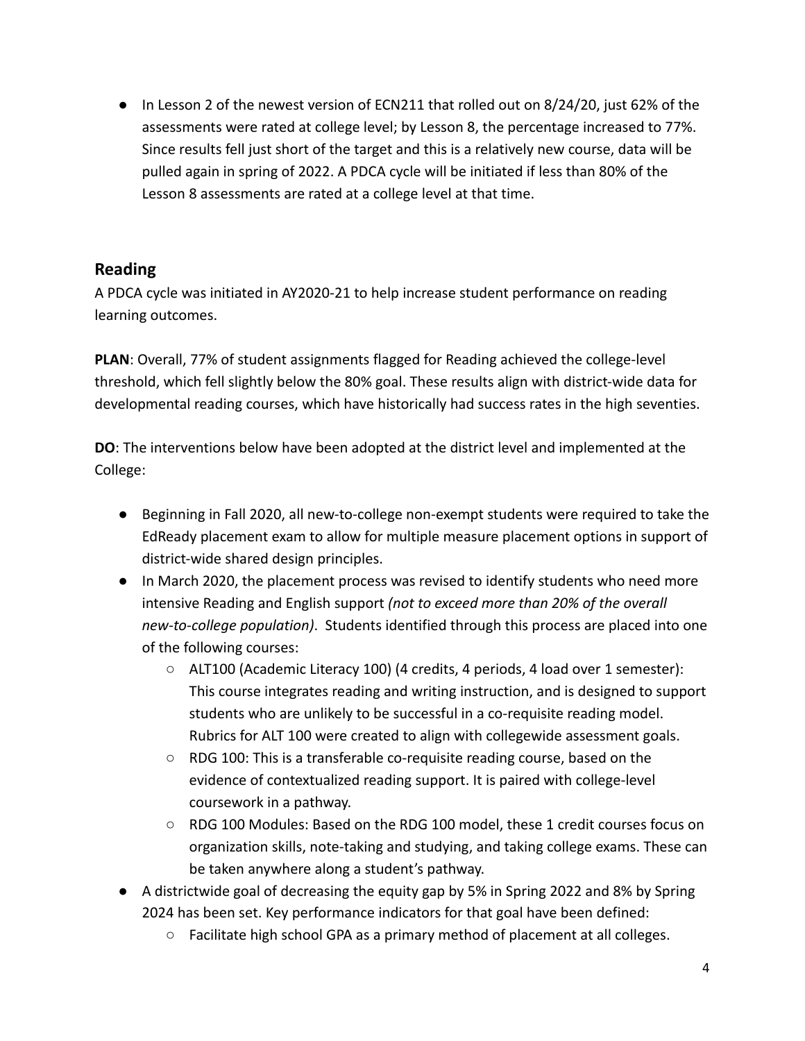- In Lesson 2 of the newest version of ECN211 that rolled out on 8/24/20, just 62% of the assessments were rated at college level; by Lesson 8, the percentage increased to 77%. Since results fell just short of the target and this is a relatively new course, data will be pulled again in spring of 2022. A PDCA cycle will be initiated if less than 80% of the Lesson 8 assessments are rated at a college level at that time.

## Reading

A PDCA cycle was initiated in AY2020-21 to help increase student performance on reading learning outcomes.

**PLAN**: Overall, 77% of student assignments flagged for Reading achieved the college-level threshold, which fell slightly below the 80% goal. These results align with district-wide data for developmental reading courses, which have historically had success rates in the high seventies.

**DO**: The interventions below have been adopted at the district level and implemented at the College:

- Beginning in Fall 2020, all new-to-college non-exempt students were required to take the EdReady placement exam to allow for multiple measure placement options in support of district-wide shared design principles.
- In March 2020, the placement process was revised to identify students who need more intensive Reading and English support *(not to exceed more than 20% of the overall new-to-college population)*. Students identified through this process are placed into one of the following courses:
  - ALT100 (Academic Literacy 100) (4 credits, 4 periods, 4 load over 1 semester): This course integrates reading and writing instruction, and is designed to support students who are unlikely to be successful in a co-requisite reading model. Rubrics for ALT 100 were created to align with collegewide assessment goals.
  - RDG 100: This is a transferable co-requisite reading course, based on the evidence of contextualized reading support. It is paired with college-level coursework in a pathway.
  - RDG 100 Modules: Based on the RDG 100 model, these 1 credit courses focus on organization skills, note-taking and studying, and taking college exams. These can be taken anywhere along a student's pathway.
- A districtwide goal of decreasing the equity gap by 5% in Spring 2022 and 8% by Spring 2024 has been set. Key performance indicators for that goal have been defined:
  - Facilitate high school GPA as a primary method of placement at all colleges.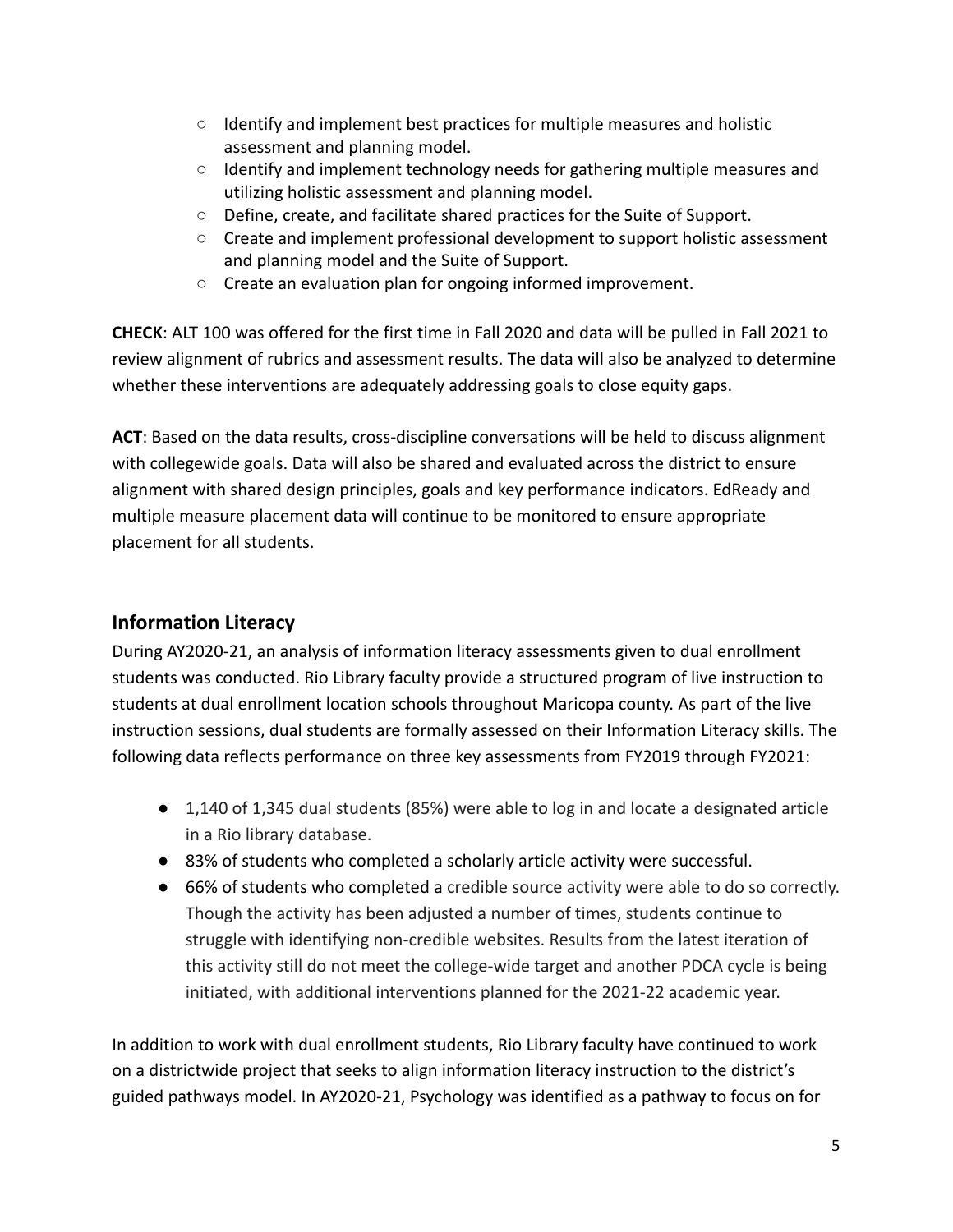- Identify and implement best practices for multiple measures and holistic assessment and planning model.
- Identify and implement technology needs for gathering multiple measures and utilizing holistic assessment and planning model.
- Define, create, and facilitate shared practices for the Suite of Support.
- Create and implement professional development to support holistic assessment and planning model and the Suite of Support.
- Create an evaluation plan for ongoing informed improvement.

**CHECK**: ALT 100 was offered for the first time in Fall 2020 and data will be pulled in Fall 2021 to review alignment of rubrics and assessment results. The data will also be analyzed to determine whether these interventions are adequately addressing goals to close equity gaps.

**ACT**: Based on the data results, cross-discipline conversations will be held to discuss alignment with collegewide goals. Data will also be shared and evaluated across the district to ensure alignment with shared design principles, goals and key performance indicators. EdReady and multiple measure placement data will continue to be monitored to ensure appropriate placement for all students.

## Information Literacy

During AY2020-21, an analysis of information literacy assessments given to dual enrollment students was conducted. Rio Library faculty provide a structured program of live instruction to students at dual enrollment location schools throughout Maricopa county. As part of the live instruction sessions, dual students are formally assessed on their Information Literacy skills. The following data reflects performance on three key assessments from FY2019 through FY2021:

- 1,140 of 1,345 dual students (85%) were able to log in and locate a designated article in a Rio library database.
- 83% of students who completed a scholarly article activity were successful.
- 66% of students who completed a credible source activity were able to do so correctly. Though the activity has been adjusted a number of times, students continue to struggle with identifying non-credible websites. Results from the latest iteration of this activity still do not meet the college-wide target and another PDCA cycle is being initiated, with additional interventions planned for the 2021-22 academic year.

In addition to work with dual enrollment students, Rio Library faculty have continued to work on a districtwide project that seeks to align information literacy instruction to the district's guided pathways model. In AY2020-21, Psychology was identified as a pathway to focus on for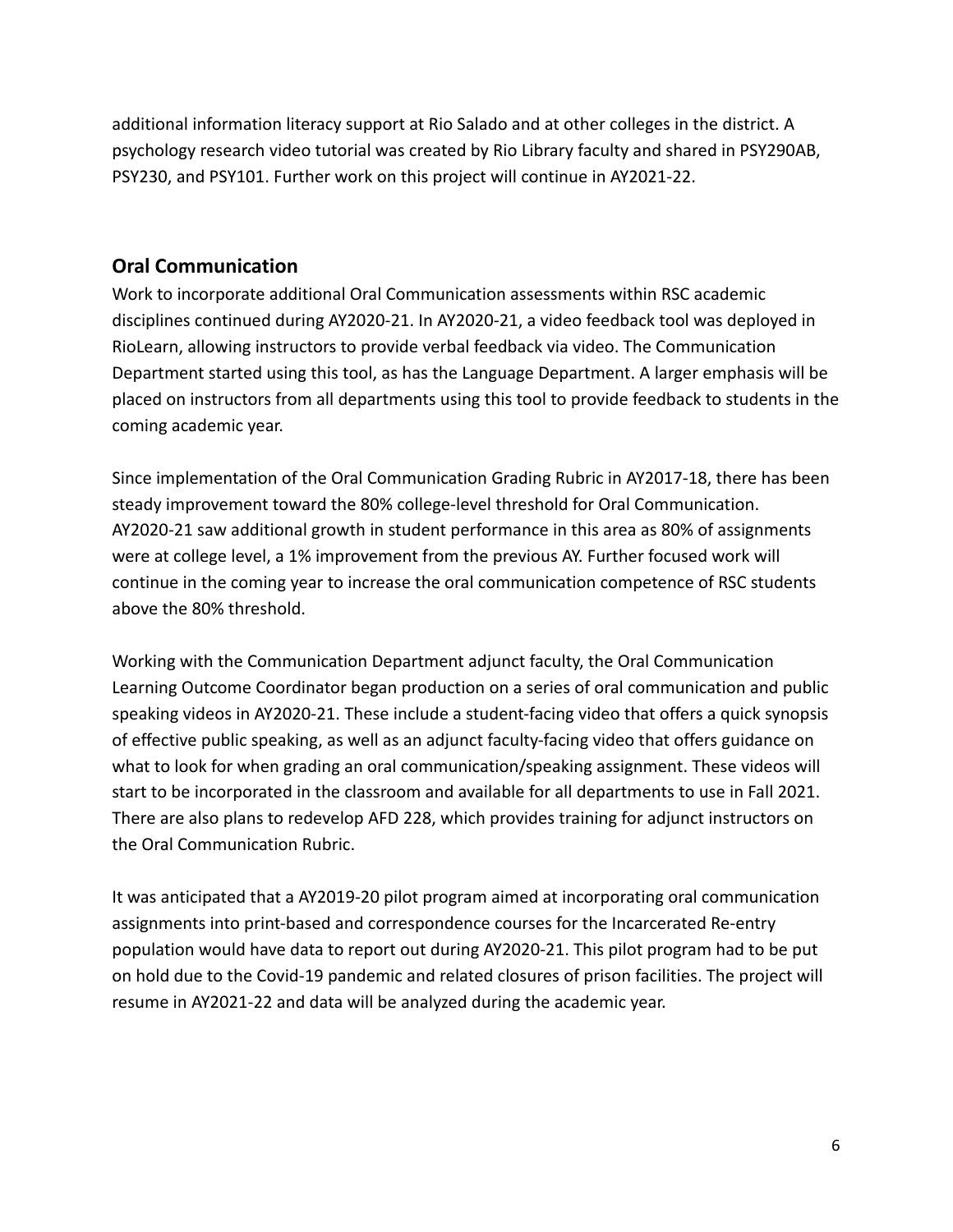additional information literacy support at Rio Salado and at other colleges in the district. A psychology research video tutorial was created by Rio Library faculty and shared in PSY290AB, PSY230, and PSY101. Further work on this project will continue in AY2021-22.

## Oral Communication

Work to incorporate additional Oral Communication assessments within RSC academic disciplines continued during AY2020-21. In AY2020-21, a video feedback tool was deployed in RioLearn, allowing instructors to provide verbal feedback via video. The Communication Department started using this tool, as has the Language Department. A larger emphasis will be placed on instructors from all departments using this tool to provide feedback to students in the coming academic year.

Since implementation of the Oral Communication Grading Rubric in AY2017-18, there has been steady improvement toward the 80% college-level threshold for Oral Communication. AY2020-21 saw additional growth in student performance in this area as 80% of assignments were at college level, a 1% improvement from the previous AY. Further focused work will continue in the coming year to increase the oral communication competence of RSC students above the 80% threshold.

Working with the Communication Department adjunct faculty, the Oral Communication Learning Outcome Coordinator began production on a series of oral communication and public speaking videos in AY2020-21. These include a student-facing video that offers a quick synopsis of effective public speaking, as well as an adjunct faculty-facing video that offers guidance on what to look for when grading an oral communication/speaking assignment. These videos will start to be incorporated in the classroom and available for all departments to use in Fall 2021. There are also plans to redevelop AFD 228, which provides training for adjunct instructors on the Oral Communication Rubric.

It was anticipated that a AY2019-20 pilot program aimed at incorporating oral communication assignments into print-based and correspondence courses for the Incarcerated Re-entry population would have data to report out during AY2020-21. This pilot program had to be put on hold due to the Covid-19 pandemic and related closures of prison facilities. The project will resume in AY2021-22 and data will be analyzed during the academic year.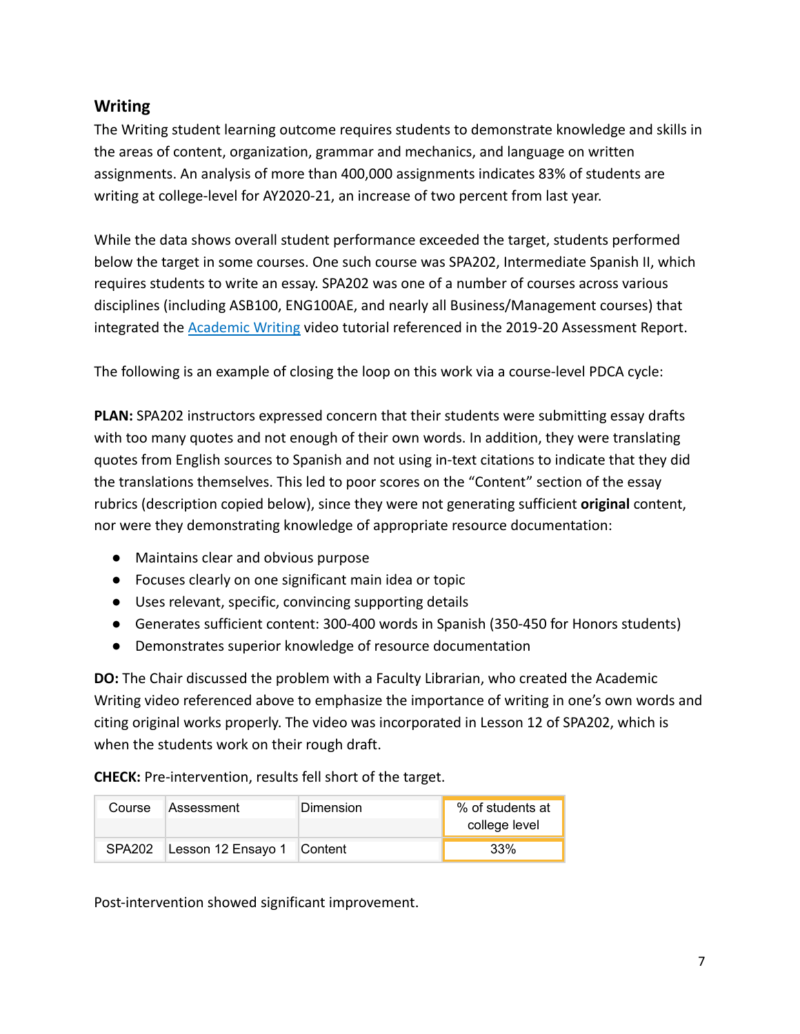## Writing

The Writing student learning outcome requires students to demonstrate knowledge and skills in the areas of content, organization, grammar and mechanics, and language on written assignments. An analysis of more than 400,000 assignments indicates 83% of students are writing at college-level for AY2020-21, an increase of two percent from last year.

While the data shows overall student performance exceeded the target, students performed below the target in some courses. One such course was SPA202, Intermediate Spanish II, which requires students to write an essay. SPA202 was one of a number of courses across various disciplines (including ASB100, ENG100AE, and nearly all Business/Management courses) that integrated the [Academic Writing]() video tutorial referenced in the 2019-20 Assessment Report.

The following is an example of closing the loop on this work via a course-level PDCA cycle:

**PLAN:** SPA202 instructors expressed concern that their students were submitting essay drafts with too many quotes and not enough of their own words. In addition, they were translating quotes from English sources to Spanish and not using in-text citations to indicate that they did the translations themselves. This led to poor scores on the "Content" section of the essay rubrics (description copied below), since they were not generating sufficient **original** content, nor were they demonstrating knowledge of appropriate resource documentation:

- Maintains clear and obvious purpose
- Focuses clearly on one significant main idea or topic
- Uses relevant, specific, convincing supporting details
- Generates sufficient content: 300-400 words in Spanish (350-450 for Honors students)
- Demonstrates superior knowledge of resource documentation

**DO:** The Chair discussed the problem with a Faculty Librarian, who created the Academic Writing video referenced above to emphasize the importance of writing in one's own words and citing original works properly. The video was incorporated in Lesson 12 of SPA202, which is when the students work on their rough draft.

**CHECK:** Pre-intervention, results fell short of the target.

| Course | Assessment | Dimension | % of students at college level |
|---|---|---|---|
| SPA202 | Lesson 12 Ensayo 1 | Content | 33% |

Post-intervention showed significant improvement.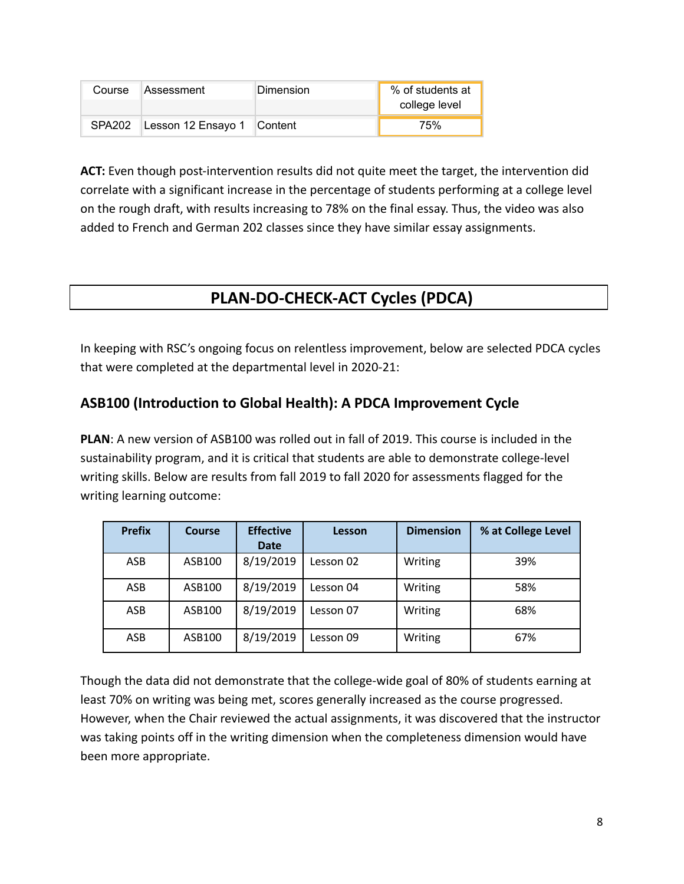| Course | Assessment | Dimension | % of students at college level |
|---|---|---|---|
| SPA202 | Lesson 12 Ensayo 1 | Content | 75% |

**ACT:** Even though post-intervention results did not quite meet the target, the intervention did correlate with a significant increase in the percentage of students performing at a college level on the rough draft, with results increasing to 78% on the final essay. Thus, the video was also added to French and German 202 classes since they have similar essay assignments.

# PLAN-DO-CHECK-ACT Cycles (PDCA)

In keeping with RSC's ongoing focus on relentless improvement, below are selected PDCA cycles that were completed at the departmental level in 2020-21:

## ASB100 (Introduction to Global Health): A PDCA Improvement Cycle

**PLAN**: A new version of ASB100 was rolled out in fall of 2019. This course is included in the sustainability program, and it is critical that students are able to demonstrate college-level writing skills. Below are results from fall 2019 to fall 2020 for assessments flagged for the writing learning outcome:

| Prefix | Course | Effective Date | Lesson | Dimension | % at College Level |
|---|---|---|---|---|---|
| ASB | ASB100 | 8/19/2019 | Lesson 02 | Writing | 39% |
| ASB | ASB100 | 8/19/2019 | Lesson 04 | Writing | 58% |
| ASB | ASB100 | 8/19/2019 | Lesson 07 | Writing | 68% |
| ASB | ASB100 | 8/19/2019 | Lesson 09 | Writing | 67% |

Though the data did not demonstrate that the college-wide goal of 80% of students earning at least 70% on writing was being met, scores generally increased as the course progressed. However, when the Chair reviewed the actual assignments, it was discovered that the instructor was taking points off in the writing dimension when the completeness dimension would have been more appropriate.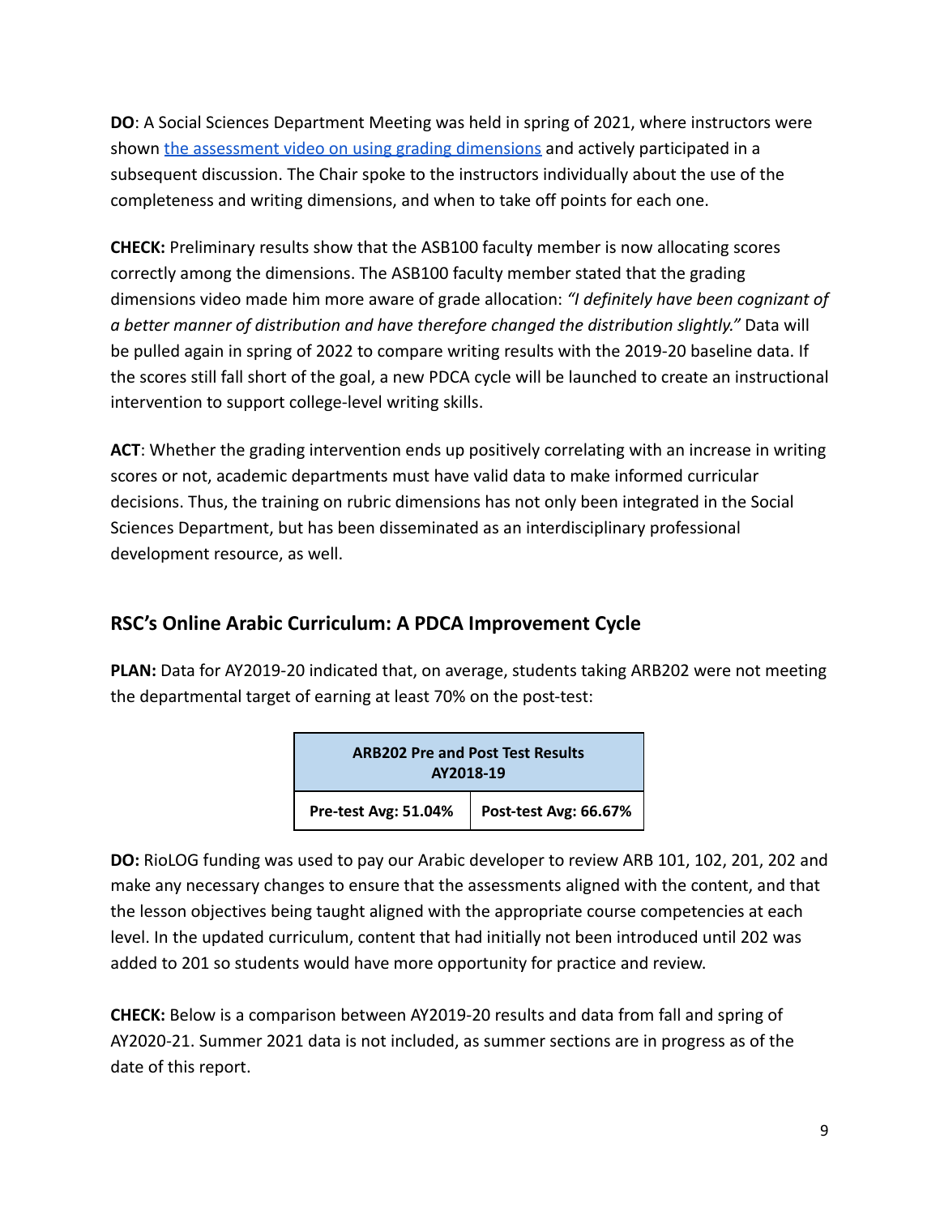**DO**: A Social Sciences Department Meeting was held in spring of 2021, where instructors were shown the assessment video on using grading dimensions and actively participated in a subsequent discussion. The Chair spoke to the instructors individually about the use of the completeness and writing dimensions, and when to take off points for each one.

**CHECK:** Preliminary results show that the ASB100 faculty member is now allocating scores correctly among the dimensions. The ASB100 faculty member stated that the grading dimensions video made him more aware of grade allocation: *"I definitely have been cognizant of a better manner of distribution and have therefore changed the distribution slightly."* Data will be pulled again in spring of 2022 to compare writing results with the 2019-20 baseline data. If the scores still fall short of the goal, a new PDCA cycle will be launched to create an instructional intervention to support college-level writing skills.

**ACT**: Whether the grading intervention ends up positively correlating with an increase in writing scores or not, academic departments must have valid data to make informed curricular decisions. Thus, the training on rubric dimensions has not only been integrated in the Social Sciences Department, but has been disseminated as an interdisciplinary professional development resource, as well.

## RSC's Online Arabic Curriculum: A PDCA Improvement Cycle

**PLAN:** Data for AY2019-20 indicated that, on average, students taking ARB202 were not meeting the departmental target of earning at least 70% on the post-test:

| ARB202 Pre and Post Test Results AY2018-19 | |
|---|---|
| **Pre-test Avg: 51.04%** | **Post-test Avg: 66.67%** |

**DO:** RioLOG funding was used to pay our Arabic developer to review ARB 101, 102, 201, 202 and make any necessary changes to ensure that the assessments aligned with the content, and that the lesson objectives being taught aligned with the appropriate course competencies at each level. In the updated curriculum, content that had initially not been introduced until 202 was added to 201 so students would have more opportunity for practice and review.

**CHECK:** Below is a comparison between AY2019-20 results and data from fall and spring of AY2020-21. Summer 2021 data is not included, as summer sections are in progress as of the date of this report.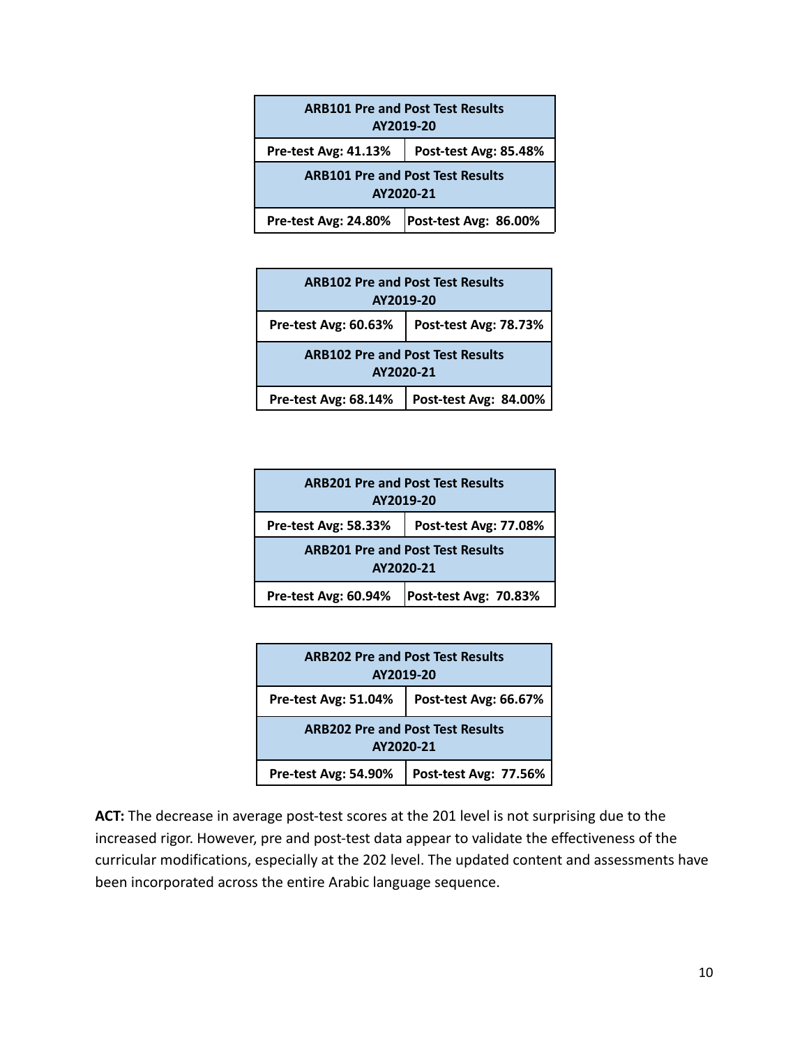| ARB101 Pre and Post Test Results AY2019-20 | |
|---|---|
| Pre-test Avg: 41.13% | Post-test Avg: 85.48% |
| **ARB101 Pre and Post Test Results AY2020-21** | |
| Pre-test Avg: 24.80% | Post-test Avg: 86.00% |

| ARB102 Pre and Post Test Results AY2019-20 | |
|---|---|
| Pre-test Avg: 60.63% | Post-test Avg: 78.73% |
| **ARB102 Pre and Post Test Results AY2020-21** | |
| Pre-test Avg: 68.14% | Post-test Avg: 84.00% |

| ARB201 Pre and Post Test Results AY2019-20 | |
|---|---|
| Pre-test Avg: 58.33% | Post-test Avg: 77.08% |
| **ARB201 Pre and Post Test Results AY2020-21** | |
| Pre-test Avg: 60.94% | Post-test Avg: 70.83% |

| ARB202 Pre and Post Test Results AY2019-20 | |
|---|---|
| Pre-test Avg: 51.04% | Post-test Avg: 66.67% |
| **ARB202 Pre and Post Test Results AY2020-21** | |
| Pre-test Avg: 54.90% | Post-test Avg: 77.56% |

**ACT:** The decrease in average post-test scores at the 201 level is not surprising due to the increased rigor. However, pre and post-test data appear to validate the effectiveness of the curricular modifications, especially at the 202 level. The updated content and assessments have been incorporated across the entire Arabic language sequence.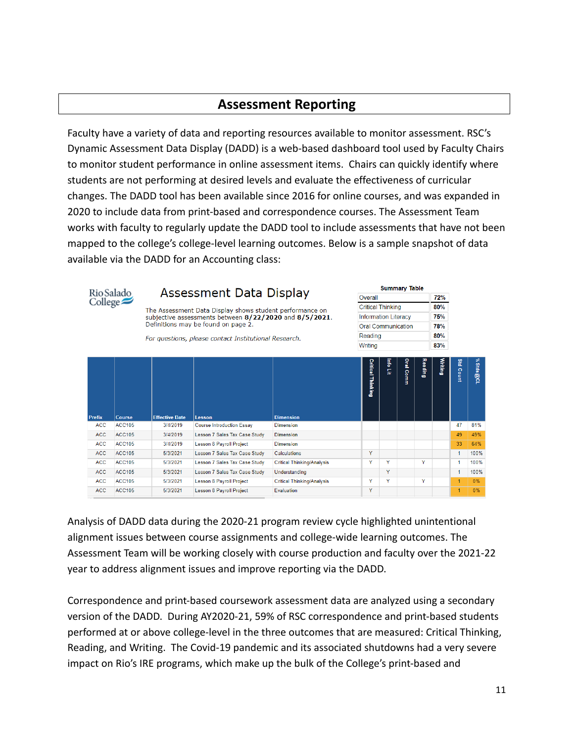# Assessment Reporting

Faculty have a variety of data and reporting resources available to monitor assessment. RSC's Dynamic Assessment Data Display (DADD) is a web-based dashboard tool used by Faculty Chairs to monitor student performance in online assessment items. Chairs can quickly identify where students are not performing at desired levels and evaluate the effectiveness of curricular changes. The DADD tool has been available since 2016 for online courses, and was expanded in 2020 to include data from print-based and correspondence courses. The Assessment Team works with faculty to regularly update the DADD tool to include assessments that have not been mapped to the college's college-level learning outcomes. Below is a sample snapshot of data available via the DADD for an Accounting class:

Rio Salado College

**Assessment Data Display**

The Assessment Data Display shows student performance on subjective assessments between **8/22/2020** and **8/5/2021**. Definitions may be found on page 2.

*For questions, please contact Institutional Research.*

**Summary Table**

| | |
|---|---|
| Overall | 72% |
| Critical Thinking | 80% |
| Information Literacy | 75% |
| Oral Communication | 78% |
| Reading | 80% |
| Writing | 83% |

| Prefix | Course | Effective Date | Lesson | Dimension | Critical Thinking | Info Lit | Oral Comm | Reading | Writing | Std Count | % Stds@CL |
|---|---|---|---|---|---|---|---|---|---|---|---|
| ACC | ACC105 | 3/4/2019 | Course Introduction Essay | Dimension | | | | | | 47 | 81% |
| ACC | ACC105 | 3/4/2019 | Lesson 7 Sales Tax Case Study | Dimension | | | | | | 49 | 49% |
| ACC | ACC105 | 3/4/2019 | Lesson 8 Payroll Project | Dimension | | | | | | 33 | 64% |
| ACC | ACC105 | 5/3/2021 | Lesson 7 Sales Tax Case Study | Calculations | Y | | | | | 1 | 100% |
| ACC | ACC105 | 5/3/2021 | Lesson 7 Sales Tax Case Study | Critical Thinking/Analysis | Y | Y | | Y | | 1 | 100% |
| ACC | ACC105 | 5/3/2021 | Lesson 7 Sales Tax Case Study | Understanding | | Y | | | | 1 | 100% |
| ACC | ACC105 | 5/3/2021 | Lesson 8 Payroll Project | Critical Thinking/Analysis | Y | Y | | Y | | 1 | 0% |
| ACC | ACC105 | 5/3/2021 | Lesson 8 Payroll Project | Evaluation | Y | | | | | 1 | 0% |

Analysis of DADD data during the 2020-21 program review cycle highlighted unintentional alignment issues between course assignments and college-wide learning outcomes. The Assessment Team will be working closely with course production and faculty over the 2021-22 year to address alignment issues and improve reporting via the DADD.

Correspondence and print-based coursework assessment data are analyzed using a secondary version of the DADD. During AY2020-21, 59% of RSC correspondence and print-based students performed at or above college-level in the three outcomes that are measured: Critical Thinking, Reading, and Writing. The Covid-19 pandemic and its associated shutdowns had a very severe impact on Rio's IRE programs, which make up the bulk of the College's print-based and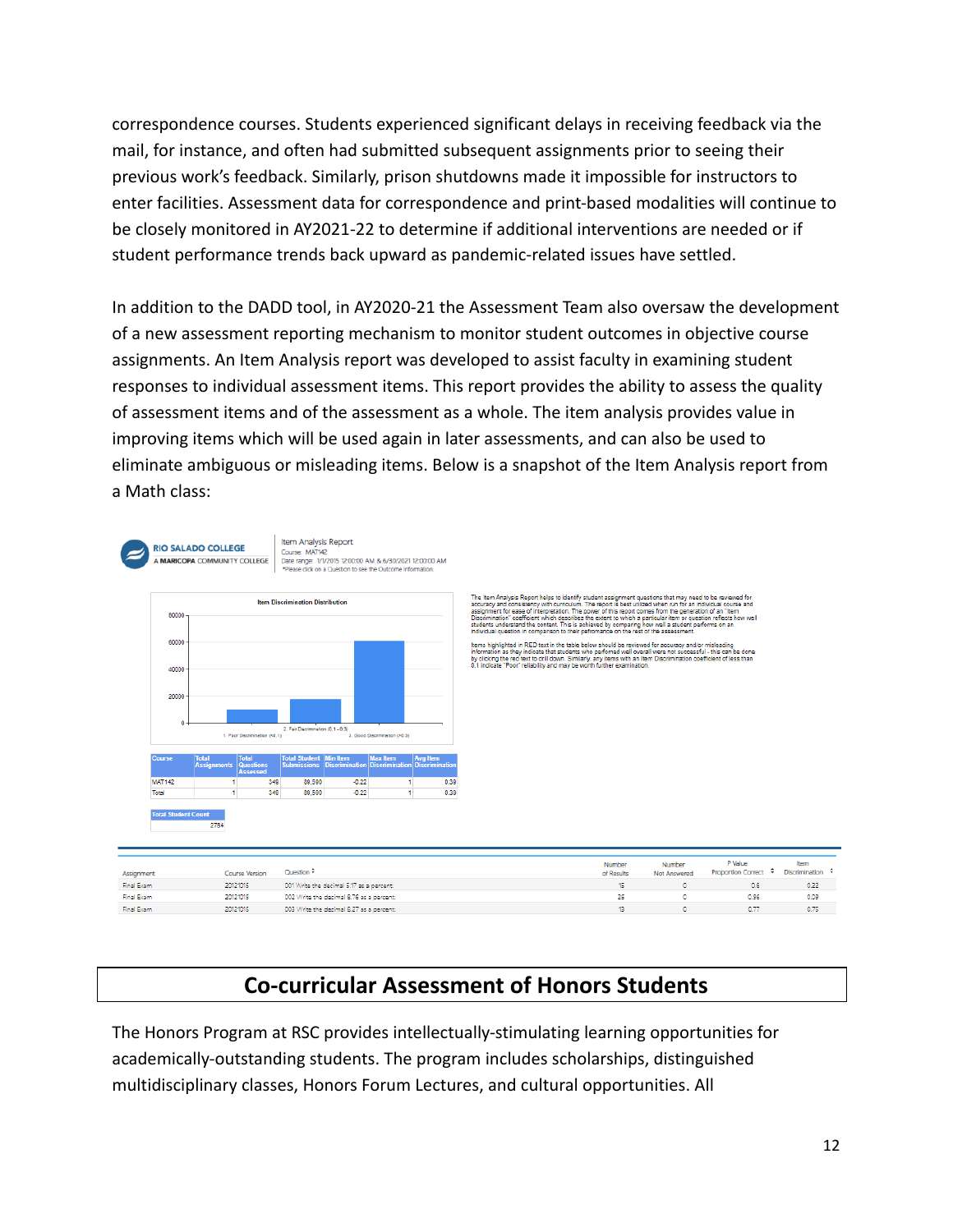correspondence courses. Students experienced significant delays in receiving feedback via the mail, for instance, and often had submitted subsequent assignments prior to seeing their previous work's feedback. Similarly, prison shutdowns made it impossible for instructors to enter facilities. Assessment data for correspondence and print-based modalities will continue to be closely monitored in AY2021-22 to determine if additional interventions are needed or if student performance trends back upward as pandemic-related issues have settled.

In addition to the DADD tool, in AY2020-21 the Assessment Team also oversaw the development of a new assessment reporting mechanism to monitor student outcomes in objective course assignments. An Item Analysis report was developed to assist faculty in examining student responses to individual assessment items. This report provides the ability to assess the quality of assessment items and of the assessment as a whole. The item analysis provides value in improving items which will be used again in later assessments, and can also be used to eliminate ambiguous or misleading items. Below is a snapshot of the Item Analysis report from a Math class:

**RIO SALADO COLLEGE**
A MARICOPA COMMUNITY COLLEGE

Item Analysis Report
Course: MAT142
Date range: 1/1/2015 12:00:00 AM & 6/30/2021 12:00:00 AM
*Please click on a Question to see the Outcome information.

Item Discrimination Distribution

The Item Analysis Report helps to identify student assignment questions that may need to be reviewed for accuracy and consistency with curriculum. The report is best utilized when run for an individual course and assignment for ease of interpretation. The power of this report comes from the generation of an "Item Discrimination" coefficient which describes the extent to which a particular item or question reflects how well students understand the content. This is achieved by comparing how well a student performs on an individual question in comparison to their performance on the rest of the assessment.

Items highlighted in RED text in the table below should be reviewed for accuracy and/or misleading information as they indicate that students who performed well overall were not successful - this can be done by clicking the red text to drill down. Similarly, any items with an Item Discrimination coefficient of less than 0.1 indicate "Poor" reliability and may be worth further examination.

| Course | Total Assignments | Total Questions Assessed | Total Student Submissions | Min Item Discrimination | Max Item Discrimination | Avg Item Discrimination |
|---|---|---|---|---|---|---|
| MAT142 | 1 | 349 | 89,590 | -0.22 | 1 | 0.39 |
| Total | 1 | 349 | 89,590 | -0.22 | 1 | 0.39 |

| Total Student Count |
|---|
| 2784 |

| Assignment | Course Version | Question | Number of Results | Number Not Answered | P Value Proportion Correct | Item Discrimination |
|---|---|---|---|---|---|---|
| Final Exam | 2012105 | 001 Write the decimal 5.17 as a percent. | 15 | 0 | 0.6 | 0.22 |
| Final Exam | 2012105 | 002 Write the decimal 6.76 as a percent. | 25 | 0 | 0.96 | 0.09 |
| Final Exam | 2012105 | 003 Write the decimal 8.27 as a percent. | 13 | 0 | 0.77 | 0.75 |

## Co-curricular Assessment of Honors Students

The Honors Program at RSC provides intellectually-stimulating learning opportunities for academically-outstanding students. The program includes scholarships, distinguished multidisciplinary classes, Honors Forum Lectures, and cultural opportunities. All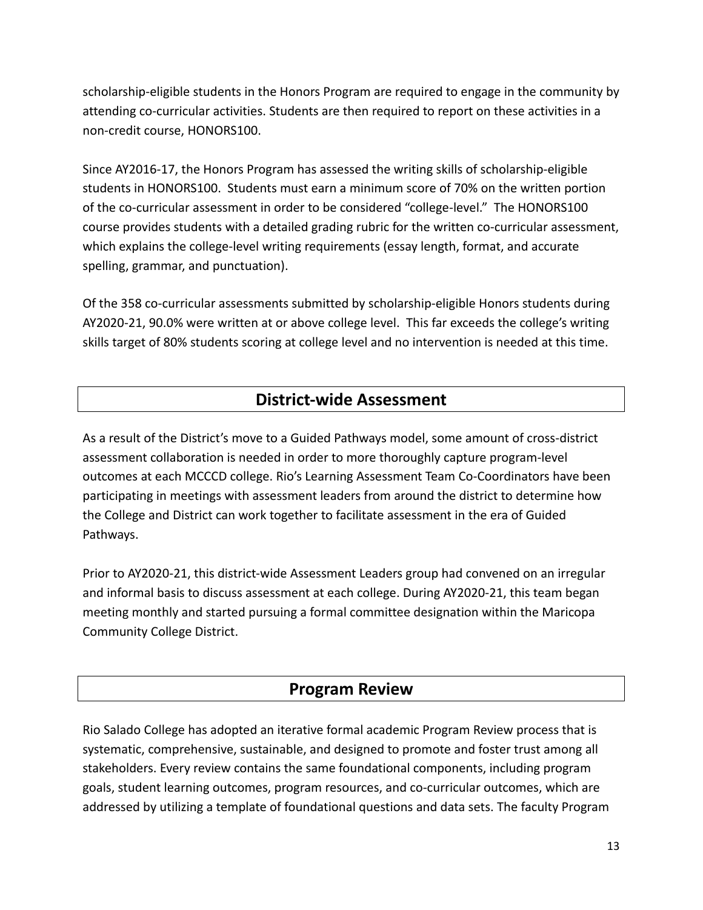scholarship-eligible students in the Honors Program are required to engage in the community by attending co-curricular activities. Students are then required to report on these activities in a non-credit course, HONORS100.

Since AY2016-17, the Honors Program has assessed the writing skills of scholarship-eligible students in HONORS100. Students must earn a minimum score of 70% on the written portion of the co-curricular assessment in order to be considered "college-level." The HONORS100 course provides students with a detailed grading rubric for the written co-curricular assessment, which explains the college-level writing requirements (essay length, format, and accurate spelling, grammar, and punctuation).

Of the 358 co-curricular assessments submitted by scholarship-eligible Honors students during AY2020-21, 90.0% were written at or above college level. This far exceeds the college's writing skills target of 80% students scoring at college level and no intervention is needed at this time.

## District-wide Assessment

As a result of the District's move to a Guided Pathways model, some amount of cross-district assessment collaboration is needed in order to more thoroughly capture program-level outcomes at each MCCCD college. Rio's Learning Assessment Team Co-Coordinators have been participating in meetings with assessment leaders from around the district to determine how the College and District can work together to facilitate assessment in the era of Guided Pathways.

Prior to AY2020-21, this district-wide Assessment Leaders group had convened on an irregular and informal basis to discuss assessment at each college. During AY2020-21, this team began meeting monthly and started pursuing a formal committee designation within the Maricopa Community College District.

## Program Review

Rio Salado College has adopted an iterative formal academic Program Review process that is systematic, comprehensive, sustainable, and designed to promote and foster trust among all stakeholders. Every review contains the same foundational components, including program goals, student learning outcomes, program resources, and co-curricular outcomes, which are addressed by utilizing a template of foundational questions and data sets. The faculty Program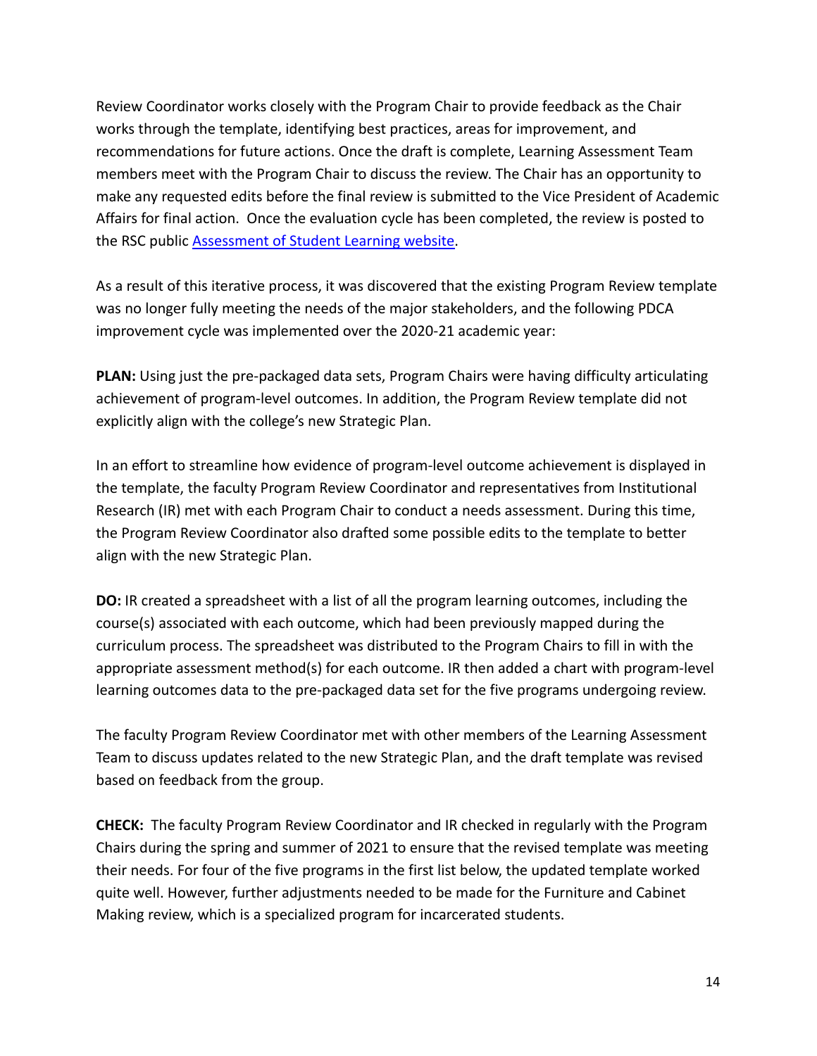Review Coordinator works closely with the Program Chair to provide feedback as the Chair works through the template, identifying best practices, areas for improvement, and recommendations for future actions. Once the draft is complete, Learning Assessment Team members meet with the Program Chair to discuss the review. The Chair has an opportunity to make any requested edits before the final review is submitted to the Vice President of Academic Affairs for final action. Once the evaluation cycle has been completed, the review is posted to the RSC public [Assessment of Student Learning website](#).

As a result of this iterative process, it was discovered that the existing Program Review template was no longer fully meeting the needs of the major stakeholders, and the following PDCA improvement cycle was implemented over the 2020-21 academic year:

**PLAN:** Using just the pre-packaged data sets, Program Chairs were having difficulty articulating achievement of program-level outcomes. In addition, the Program Review template did not explicitly align with the college's new Strategic Plan.

In an effort to streamline how evidence of program-level outcome achievement is displayed in the template, the faculty Program Review Coordinator and representatives from Institutional Research (IR) met with each Program Chair to conduct a needs assessment. During this time, the Program Review Coordinator also drafted some possible edits to the template to better align with the new Strategic Plan.

**DO:** IR created a spreadsheet with a list of all the program learning outcomes, including the course(s) associated with each outcome, which had been previously mapped during the curriculum process. The spreadsheet was distributed to the Program Chairs to fill in with the appropriate assessment method(s) for each outcome. IR then added a chart with program-level learning outcomes data to the pre-packaged data set for the five programs undergoing review.

The faculty Program Review Coordinator met with other members of the Learning Assessment Team to discuss updates related to the new Strategic Plan, and the draft template was revised based on feedback from the group.

**CHECK:** The faculty Program Review Coordinator and IR checked in regularly with the Program Chairs during the spring and summer of 2021 to ensure that the revised template was meeting their needs. For four of the five programs in the first list below, the updated template worked quite well. However, further adjustments needed to be made for the Furniture and Cabinet Making review, which is a specialized program for incarcerated students.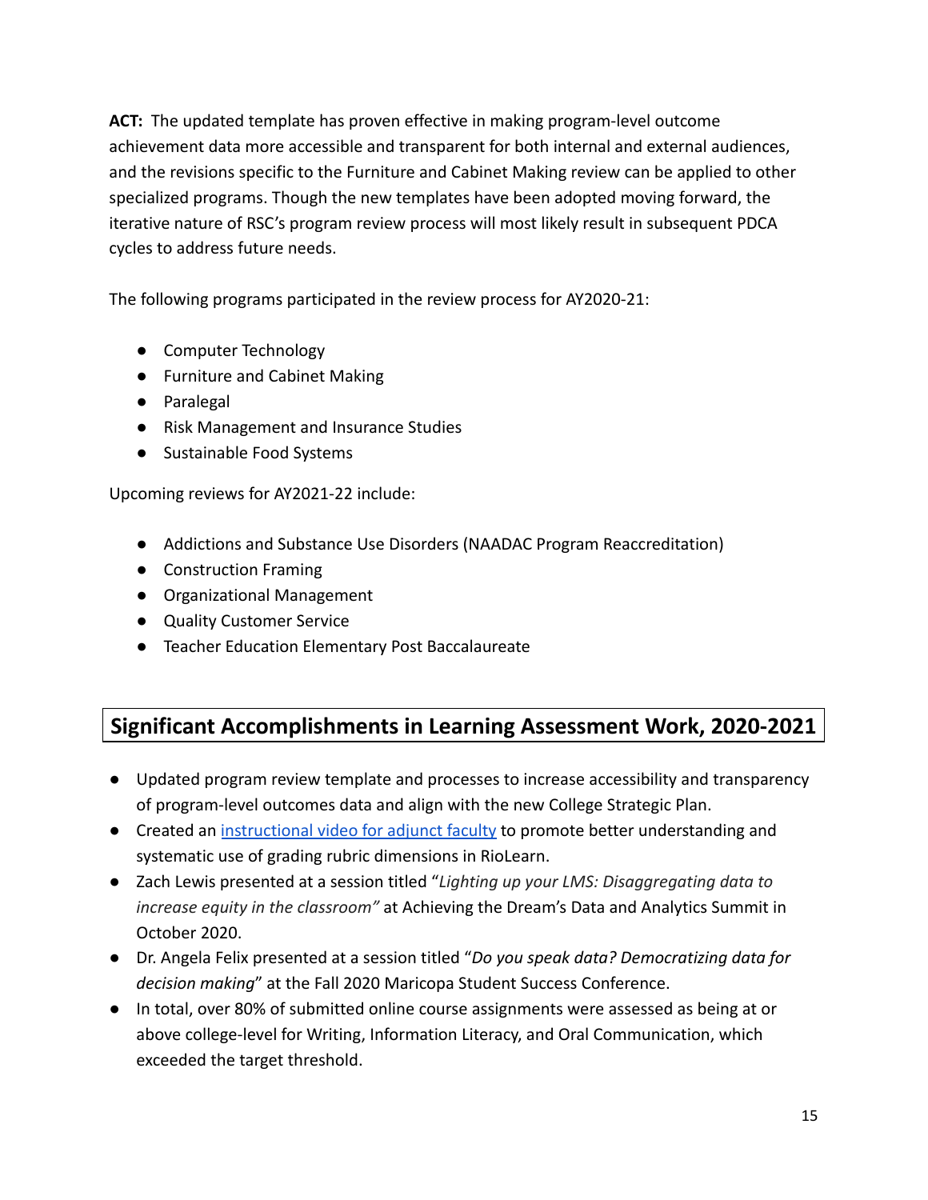**ACT:** The updated template has proven effective in making program-level outcome achievement data more accessible and transparent for both internal and external audiences, and the revisions specific to the Furniture and Cabinet Making review can be applied to other specialized programs. Though the new templates have been adopted moving forward, the iterative nature of RSC's program review process will most likely result in subsequent PDCA cycles to address future needs.

The following programs participated in the review process for AY2020-21:

- Computer Technology
- Furniture and Cabinet Making
- Paralegal
- Risk Management and Insurance Studies
- Sustainable Food Systems

Upcoming reviews for AY2021-22 include:

- Addictions and Substance Use Disorders (NAADAC Program Reaccreditation)
- Construction Framing
- Organizational Management
- Quality Customer Service
- Teacher Education Elementary Post Baccalaureate

## Significant Accomplishments in Learning Assessment Work, 2020-2021

- Updated program review template and processes to increase accessibility and transparency of program-level outcomes data and align with the new College Strategic Plan.
- Created an instructional video for adjunct faculty to promote better understanding and systematic use of grading rubric dimensions in RioLearn.
- Zach Lewis presented at a session titled "*Lighting up your LMS: Disaggregating data to increase equity in the classroom"* at Achieving the Dream's Data and Analytics Summit in October 2020.
- Dr. Angela Felix presented at a session titled "*Do you speak data? Democratizing data for decision making*" at the Fall 2020 Maricopa Student Success Conference.
- In total, over 80% of submitted online course assignments were assessed as being at or above college-level for Writing, Information Literacy, and Oral Communication, which exceeded the target threshold.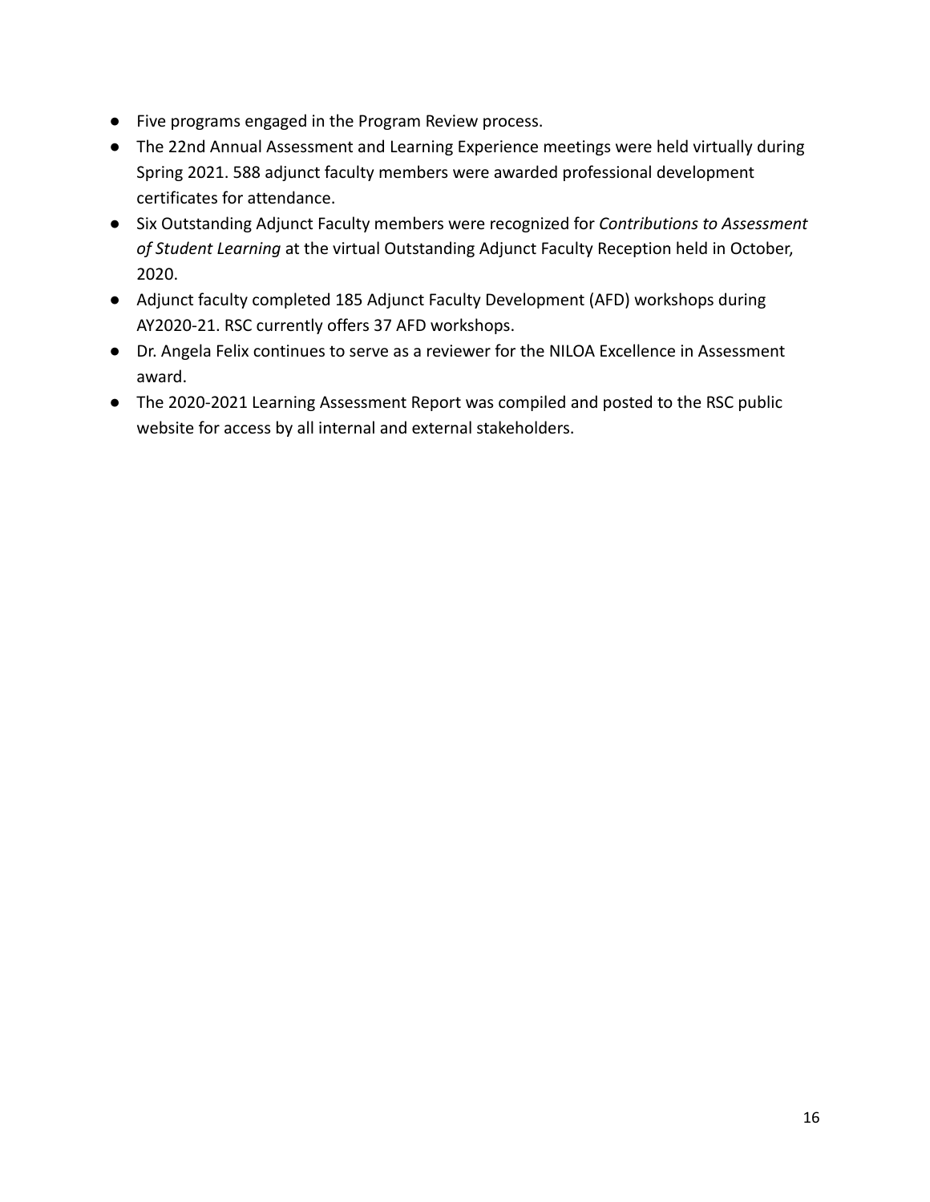- Five programs engaged in the Program Review process.
- The 22nd Annual Assessment and Learning Experience meetings were held virtually during Spring 2021. 588 adjunct faculty members were awarded professional development certificates for attendance.
- Six Outstanding Adjunct Faculty members were recognized for *Contributions to Assessment of Student Learning* at the virtual Outstanding Adjunct Faculty Reception held in October, 2020.
- Adjunct faculty completed 185 Adjunct Faculty Development (AFD) workshops during AY2020-21. RSC currently offers 37 AFD workshops.
- Dr. Angela Felix continues to serve as a reviewer for the NILOA Excellence in Assessment award.
- The 2020-2021 Learning Assessment Report was compiled and posted to the RSC public website for access by all internal and external stakeholders.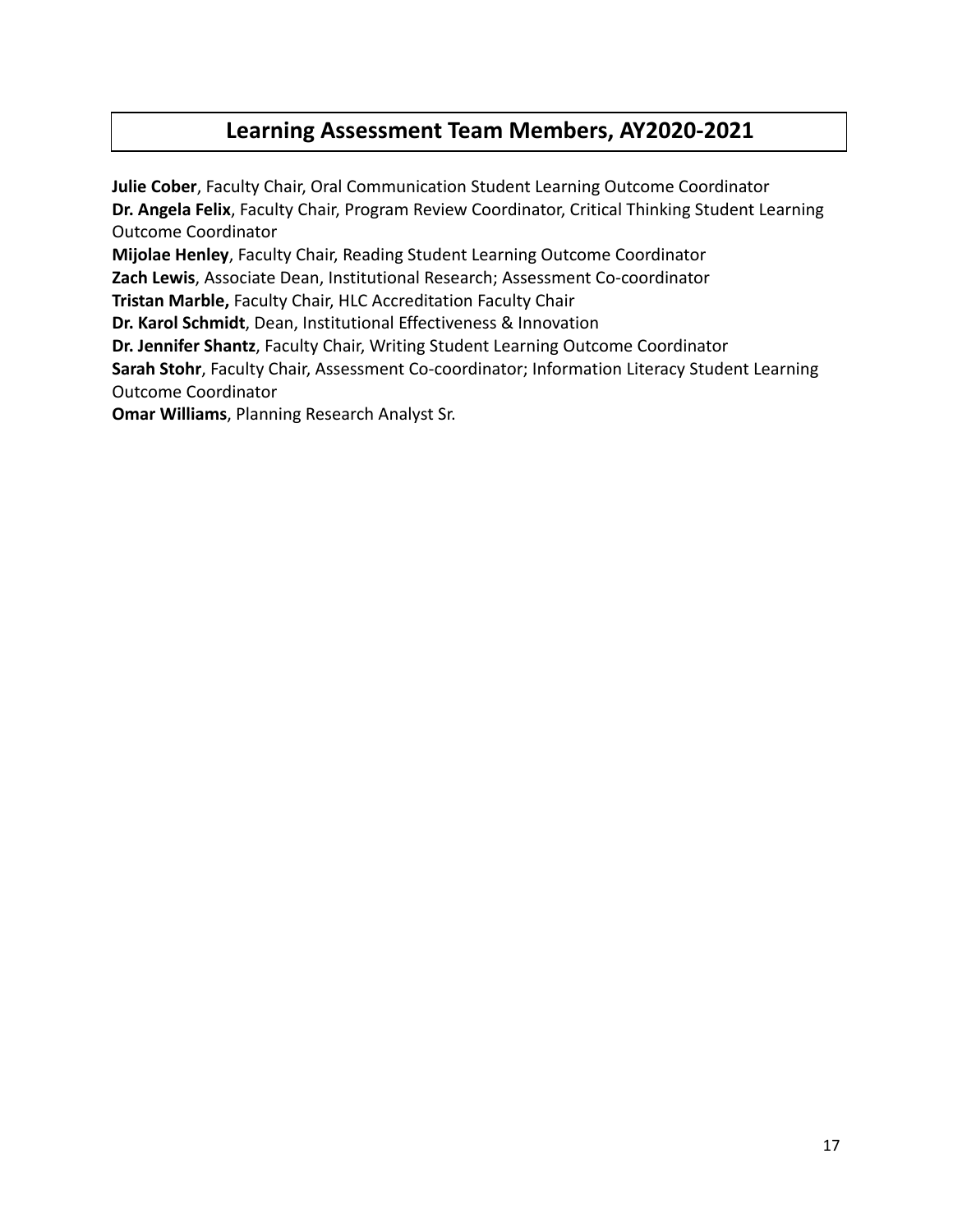## Learning Assessment Team Members, AY2020-2021

**Julie Cober**, Faculty Chair, Oral Communication Student Learning Outcome Coordinator
**Dr. Angela Felix**, Faculty Chair, Program Review Coordinator, Critical Thinking Student Learning Outcome Coordinator
**Mijolae Henley**, Faculty Chair, Reading Student Learning Outcome Coordinator
**Zach Lewis**, Associate Dean, Institutional Research; Assessment Co-coordinator
**Tristan Marble,** Faculty Chair, HLC Accreditation Faculty Chair
**Dr. Karol Schmidt**, Dean, Institutional Effectiveness & Innovation
**Dr. Jennifer Shantz**, Faculty Chair, Writing Student Learning Outcome Coordinator
**Sarah Stohr**, Faculty Chair, Assessment Co-coordinator; Information Literacy Student Learning Outcome Coordinator
**Omar Williams**, Planning Research Analyst Sr.